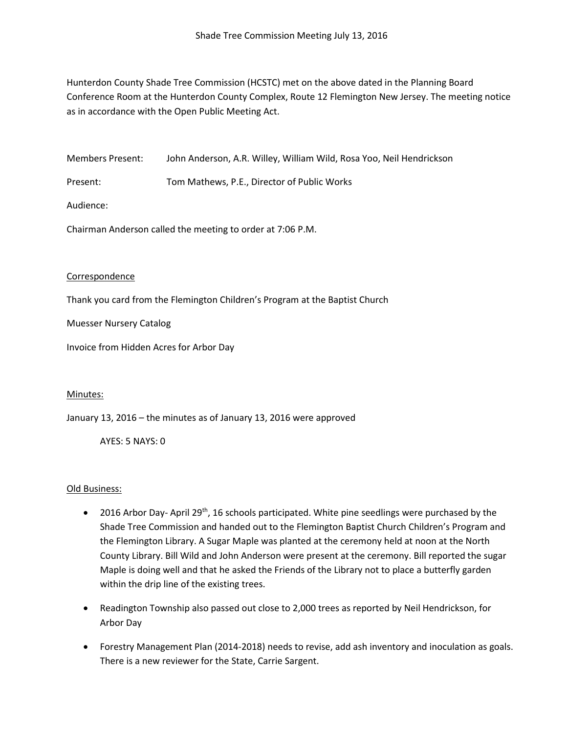# Shade Tree Commission Meeting July 13, 2016

Hunterdon County Shade Tree Commission (HCSTC) met on the above dated in the Planning Board Conference Room at the Hunterdon County Complex, Route 12 Flemington New Jersey. The meeting notice as in accordance with the Open Public Meeting Act.

Members Present: John Anderson, A.R. Willey, William Wild, Rosa Yoo, Neil Hendrickson

Present: Tom Mathews, P.E., Director of Public Works

Audience:

Chairman Anderson called the meeting to order at 7:06 P.M.

## Correspondence

Thank you card from the Flemington Children's Program at the Baptist Church

Muesser Nursery Catalog

Invoice from Hidden Acres for Arbor Day

## Minutes:

January 13, 2016 – the minutes as of January 13, 2016 were approved

AYES: 5 NAYS: 0

## Old Business:

- 2016 Arbor Day- April 29th, 16 schools participated. White pine seedlings were purchased by the Shade Tree Commission and handed out to the Flemington Baptist Church Children's Program and the Flemington Library. A Sugar Maple was planted at the ceremony held at noon at the North County Library. Bill Wild and John Anderson were present at the ceremony. Bill reported the sugar Maple is doing well and that he asked the Friends of the Library not to place a butterfly garden within the drip line of the existing trees.
- Readington Township also passed out close to 2,000 trees as reported by Neil Hendrickson, for Arbor Day
- Forestry Management Plan (2014-2018) needs to revise, add ash inventory and inoculation as goals. There is a new reviewer for the State, Carrie Sargent.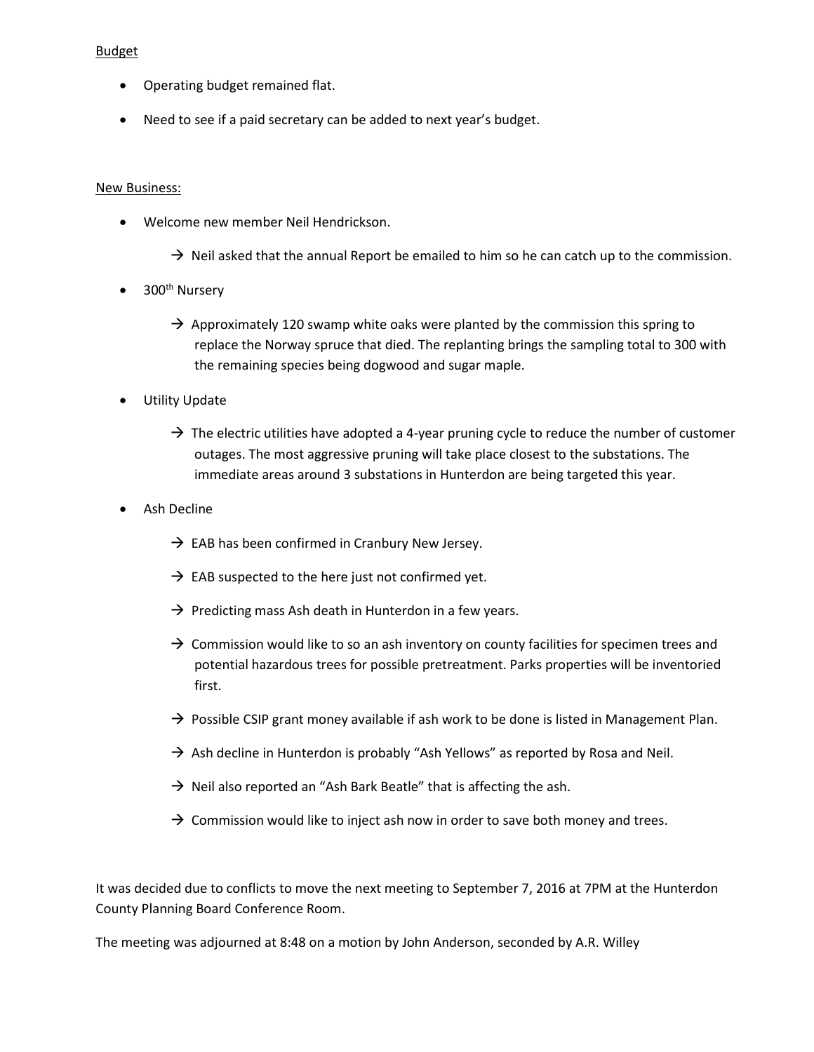Budget

- Operating budget remained flat.
- Need to see if a paid secretary can be added to next year's budget.

New Business:

- Welcome new member Neil Hendrickson.
  - → Neil asked that the annual Report be emailed to him so he can catch up to the commission.
- 300th Nursery
  - → Approximately 120 swamp white oaks were planted by the commission this spring to replace the Norway spruce that died. The replanting brings the sampling total to 300 with the remaining species being dogwood and sugar maple.
- Utility Update
  - → The electric utilities have adopted a 4-year pruning cycle to reduce the number of customer outages. The most aggressive pruning will take place closest to the substations. The immediate areas around 3 substations in Hunterdon are being targeted this year.
- Ash Decline
  - → EAB has been confirmed in Cranbury New Jersey.
  - → EAB suspected to the here just not confirmed yet.
  - → Predicting mass Ash death in Hunterdon in a few years.
  - → Commission would like to so an ash inventory on county facilities for specimen trees and potential hazardous trees for possible pretreatment. Parks properties will be inventoried first.
  - → Possible CSIP grant money available if ash work to be done is listed in Management Plan.
  - → Ash decline in Hunterdon is probably "Ash Yellows" as reported by Rosa and Neil.
  - → Neil also reported an "Ash Bark Beatle" that is affecting the ash.
  - → Commission would like to inject ash now in order to save both money and trees.

It was decided due to conflicts to move the next meeting to September 7, 2016 at 7PM at the Hunterdon County Planning Board Conference Room.

The meeting was adjourned at 8:48 on a motion by John Anderson, seconded by A.R. Willey